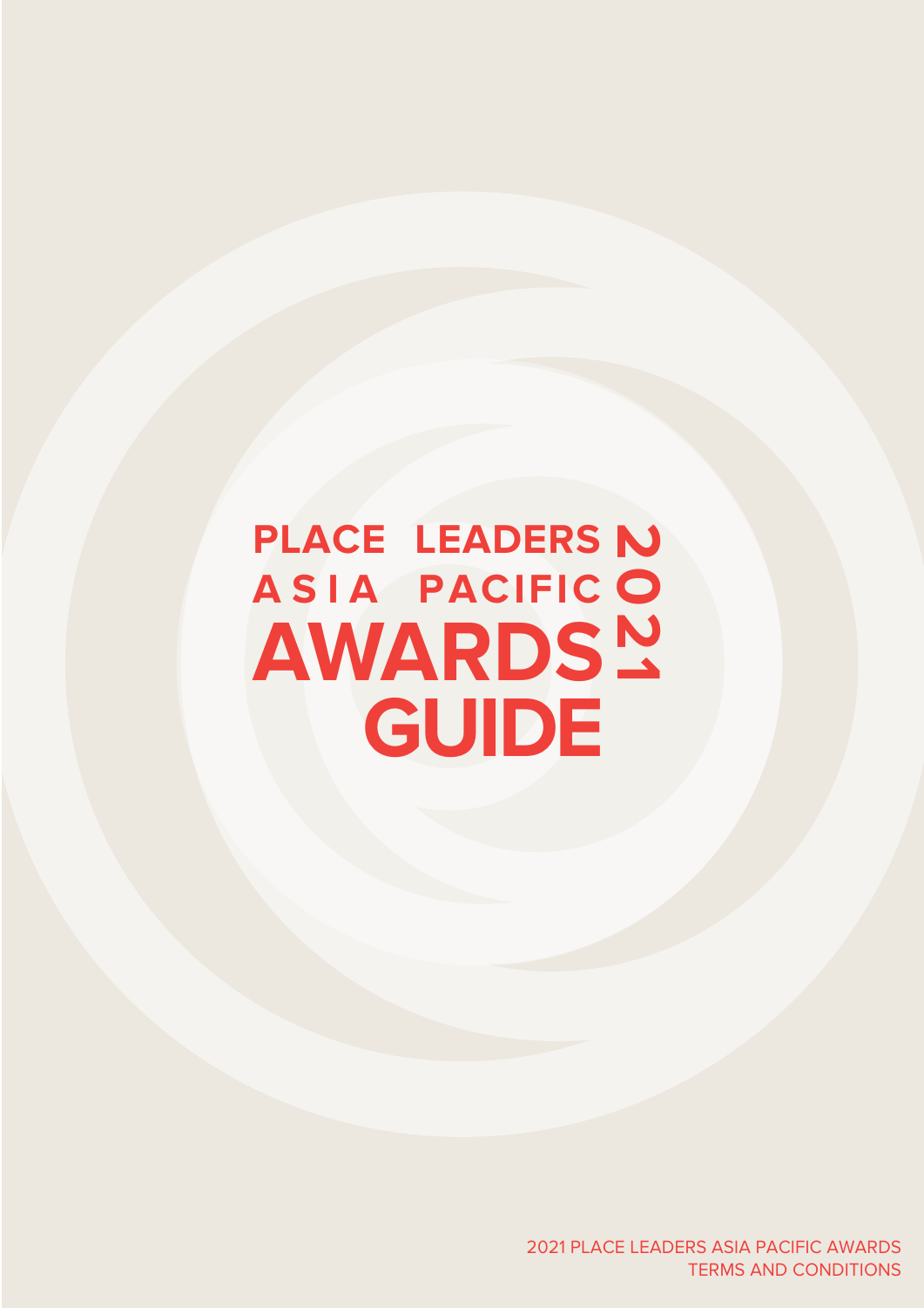# PLACE LEADERS ASIA PACIFIC AWARDS GUIDE 2021

2021 PLACE LEADERS ASIA PACIFIC AWARDS
TERMS AND CONDITIONS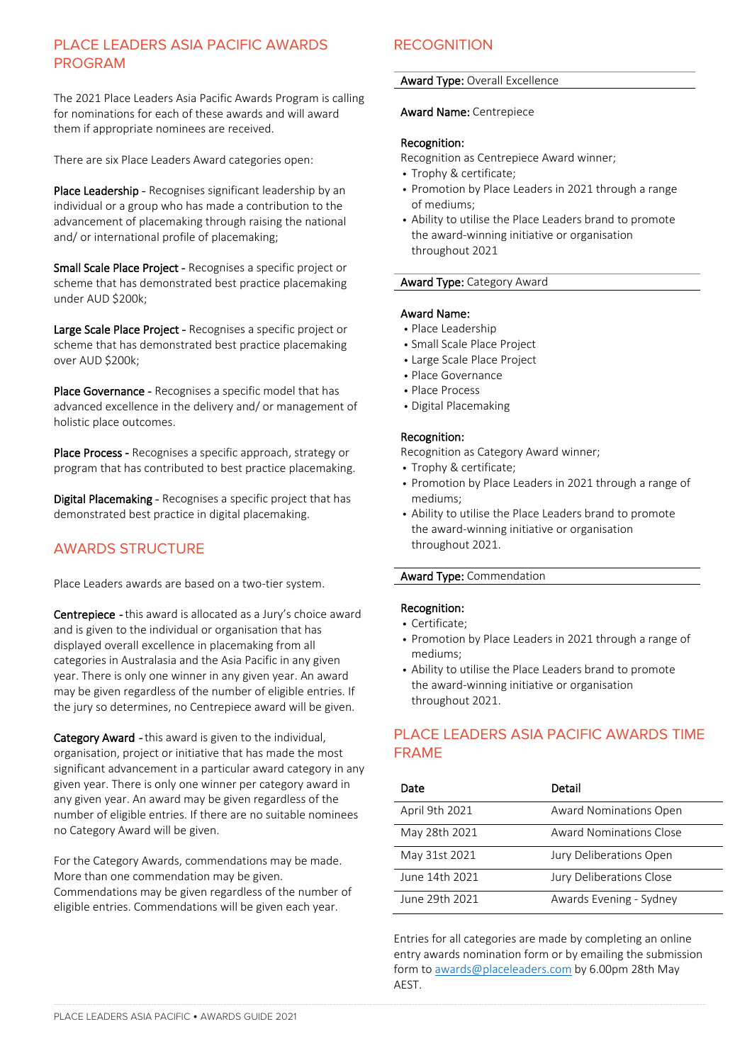## PLACE LEADERS ASIA PACIFIC AWARDS PROGRAM

The 2021 Place Leaders Asia Pacific Awards Program is calling for nominations for each of these awards and will award them if appropriate nominees are received.

There are six Place Leaders Award categories open:

**Place Leadership** - Recognises significant leadership by an individual or a group who has made a contribution to the advancement of placemaking through raising the national and/ or international profile of placemaking;

**Small Scale Place Project** - Recognises a specific project or scheme that has demonstrated best practice placemaking under AUD $200k;

**Large Scale Place Project** - Recognises a specific project or scheme that has demonstrated best practice placemaking over AUD $200k;

**Place Governance** - Recognises a specific model that has advanced excellence in the delivery and/ or management of holistic place outcomes.

**Place Process** - Recognises a specific approach, strategy or program that has contributed to best practice placemaking.

**Digital Placemaking** - Recognises a specific project that has demonstrated best practice in digital placemaking.

## AWARDS STRUCTURE

Place Leaders awards are based on a two-tier system.

**Centrepiece** - this award is allocated as a Jury's choice award and is given to the individual or organisation that has displayed overall excellence in placemaking from all categories in Australasia and the Asia Pacific in any given year. There is only one winner in any given year. An award may be given regardless of the number of eligible entries. If the jury so determines, no Centrepiece award will be given.

**Category Award** - this award is given to the individual, organisation, project or initiative that has made the most significant advancement in a particular award category in any given year. There is only one winner per category award in any given year. An award may be given regardless of the number of eligible entries. If there are no suitable nominees no Category Award will be given.

For the Category Awards, commendations may be made. More than one commendation may be given. Commendations may be given regardless of the number of eligible entries. Commendations will be given each year.

## RECOGNITION

**Award Type:** Overall Excellence

**Award Name:** Centrepiece

**Recognition:**
Recognition as Centrepiece Award winner;
- Trophy & certificate;
- Promotion by Place Leaders in 2021 through a range of mediums;
- Ability to utilise the Place Leaders brand to promote the award-winning initiative or organisation throughout 2021

**Award Type:** Category Award

**Award Name:**
- Place Leadership
- Small Scale Place Project
- Large Scale Place Project
- Place Governance
- Place Process
- Digital Placemaking

**Recognition:**
Recognition as Category Award winner;
- Trophy & certificate;
- Promotion by Place Leaders in 2021 through a range of mediums;
- Ability to utilise the Place Leaders brand to promote the award-winning initiative or organisation throughout 2021.

**Award Type:** Commendation

**Recognition:**
- Certificate;
- Promotion by Place Leaders in 2021 through a range of mediums;
- Ability to utilise the Place Leaders brand to promote the award-winning initiative or organisation throughout 2021.

## PLACE LEADERS ASIA PACIFIC AWARDS TIME FRAME

| Date | Detail |
|---|---|
| April 9th 2021 | Award Nominations Open |
| May 28th 2021 | Award Nominations Close |
| May 31st 2021 | Jury Deliberations Open |
| June 14th 2021 | Jury Deliberations Close |
| June 29th 2021 | Awards Evening - Sydney |

Entries for all categories are made by completing an online entry awards nomination form or by emailing the submission form to awards@placeleaders.com by 6.00pm 28th May AEST.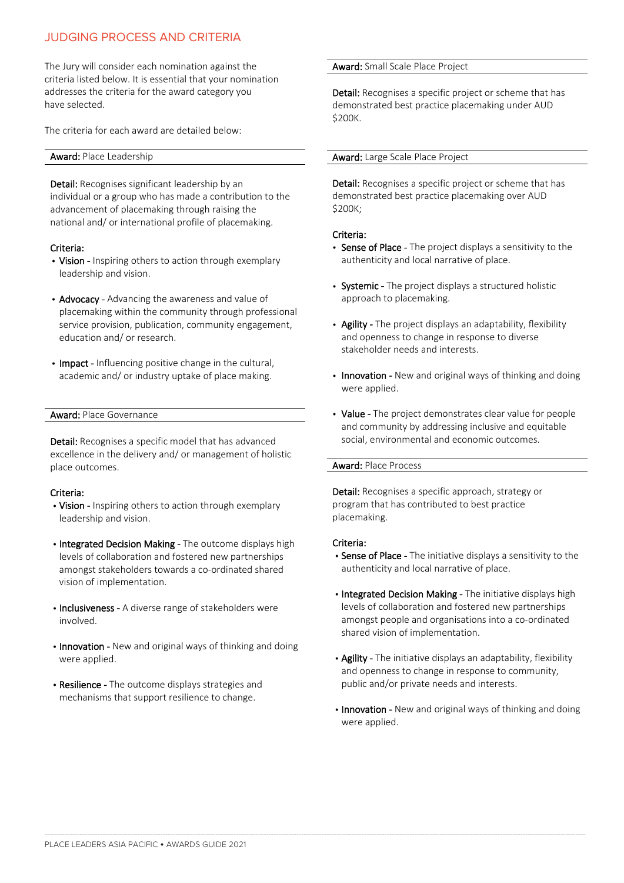## JUDGING PROCESS AND CRITERIA

The Jury will consider each nomination against the criteria listed below. It is essential that your nomination addresses the criteria for the award category you have selected.

The criteria for each award are detailed below:

### Award: Place Leadership

**Detail:** Recognises significant leadership by an individual or a group who has made a contribution to the advancement of placemaking through raising the national and/ or international profile of placemaking.

**Criteria:**

- **Vision** - Inspiring others to action through exemplary leadership and vision.
- **Advocacy** - Advancing the awareness and value of placemaking within the community through professional service provision, publication, community engagement, education and/ or research.
- **Impact** - Influencing positive change in the cultural, academic and/ or industry uptake of place making.

### Award: Place Governance

**Detail:** Recognises a specific model that has advanced excellence in the delivery and/ or management of holistic place outcomes.

**Criteria:**

- **Vision** - Inspiring others to action through exemplary leadership and vision.
- **Integrated Decision Making** - The outcome displays high levels of collaboration and fostered new partnerships amongst stakeholders towards a co-ordinated shared vision of implementation.
- **Inclusiveness** - A diverse range of stakeholders were involved.
- **Innovation** - New and original ways of thinking and doing were applied.
- **Resilience** - The outcome displays strategies and mechanisms that support resilience to change.

### Award: Small Scale Place Project

**Detail:** Recognises a specific project or scheme that has demonstrated best practice placemaking under AUD $200K.

### Award: Large Scale Place Project

**Detail:** Recognises a specific project or scheme that has demonstrated best practice placemaking over AUD $200K;

**Criteria:**

- **Sense of Place** - The project displays a sensitivity to the authenticity and local narrative of place.
- **Systemic** - The project displays a structured holistic approach to placemaking.
- **Agility** - The project displays an adaptability, flexibility and openness to change in response to diverse stakeholder needs and interests.
- **Innovation** - New and original ways of thinking and doing were applied.
- **Value** - The project demonstrates clear value for people and community by addressing inclusive and equitable social, environmental and economic outcomes.

### Award: Place Process

**Detail:** Recognises a specific approach, strategy or program that has contributed to best practice placemaking.

**Criteria:**

- **Sense of Place** - The initiative displays a sensitivity to the authenticity and local narrative of place.
- **Integrated Decision Making** - The initiative displays high levels of collaboration and fostered new partnerships amongst people and organisations into a co-ordinated shared vision of implementation.
- **Agility** - The initiative displays an adaptability, flexibility and openness to change in response to community, public and/or private needs and interests.
- **Innovation** - New and original ways of thinking and doing were applied.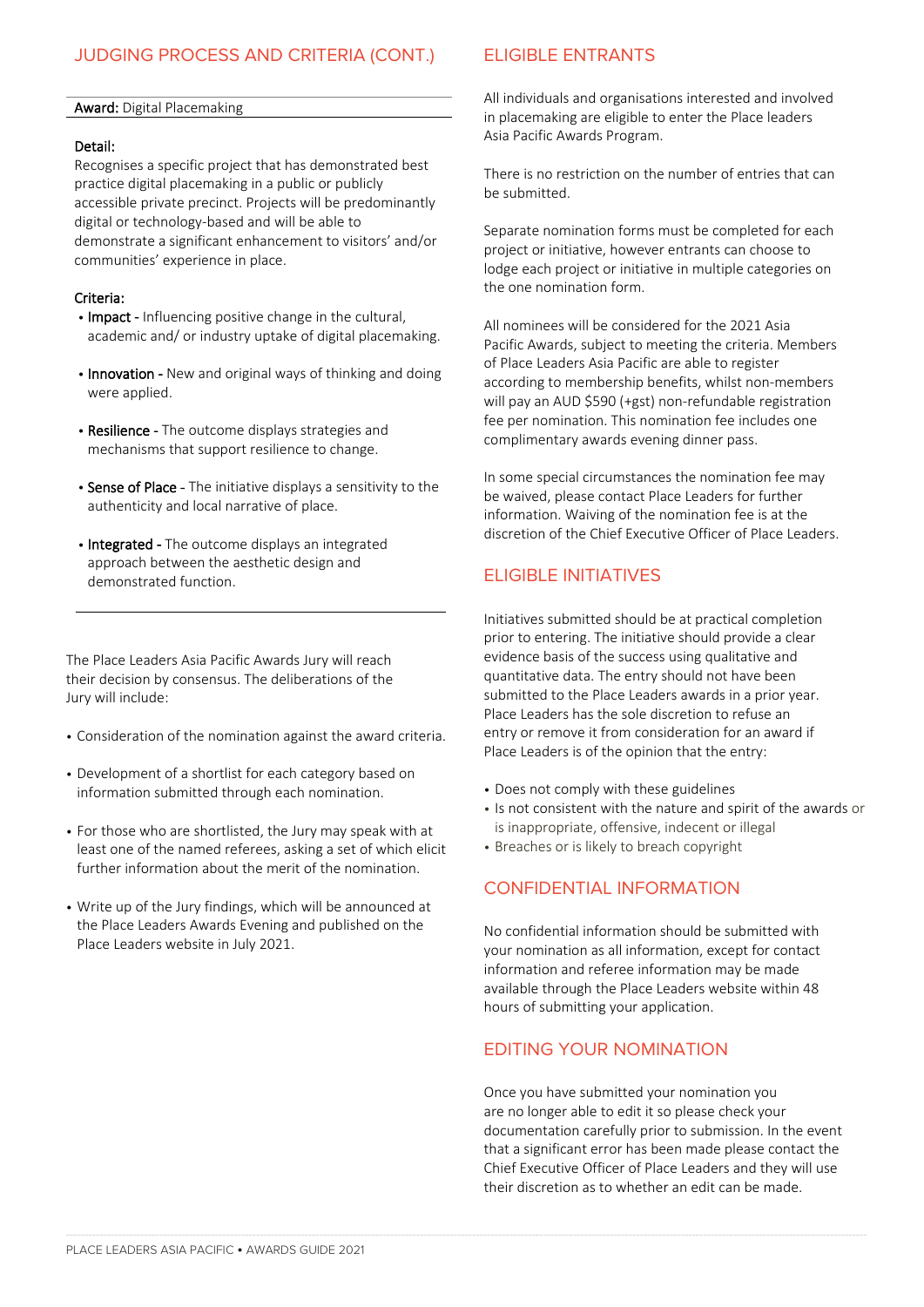## JUDGING PROCESS AND CRITERIA (CONT.)

**Award:** Digital Placemaking

**Detail:**
Recognises a specific project that has demonstrated best practice digital placemaking in a public or publicly accessible private precinct. Projects will be predominantly digital or technology-based and will be able to demonstrate a significant enhancement to visitors' and/or communities' experience in place.

**Criteria:**

- **Impact** - Influencing positive change in the cultural, academic and/ or industry uptake of digital placemaking.
- **Innovation** - New and original ways of thinking and doing were applied.
- **Resilience** - The outcome displays strategies and mechanisms that support resilience to change.
- **Sense of Place** - The initiative displays a sensitivity to the authenticity and local narrative of place.
- **Integrated** - The outcome displays an integrated approach between the aesthetic design and demonstrated function.

The Place Leaders Asia Pacific Awards Jury will reach their decision by consensus. The deliberations of the Jury will include:

- Consideration of the nomination against the award criteria.
- Development of a shortlist for each category based on information submitted through each nomination.
- For those who are shortlisted, the Jury may speak with at least one of the named referees, asking a set of which elicit further information about the merit of the nomination.
- Write up of the Jury findings, which will be announced at the Place Leaders Awards Evening and published on the Place Leaders website in July 2021.

## ELIGIBLE ENTRANTS

All individuals and organisations interested and involved in placemaking are eligible to enter the Place leaders Asia Pacific Awards Program.

There is no restriction on the number of entries that can be submitted.

Separate nomination forms must be completed for each project or initiative, however entrants can choose to lodge each project or initiative in multiple categories on the one nomination form.

All nominees will be considered for the 2021 Asia Pacific Awards, subject to meeting the criteria. Members of Place Leaders Asia Pacific are able to register according to membership benefits, whilst non-members will pay an AUD $590 (+gst) non-refundable registration fee per nomination. This nomination fee includes one complimentary awards evening dinner pass.

In some special circumstances the nomination fee may be waived, please contact Place Leaders for further information. Waiving of the nomination fee is at the discretion of the Chief Executive Officer of Place Leaders.

## ELIGIBLE INITIATIVES

Initiatives submitted should be at practical completion prior to entering. The initiative should provide a clear evidence basis of the success using qualitative and quantitative data. The entry should not have been submitted to the Place Leaders awards in a prior year. Place Leaders has the sole discretion to refuse an entry or remove it from consideration for an award if Place Leaders is of the opinion that the entry:

- Does not comply with these guidelines
- Is not consistent with the nature and spirit of the awards or is inappropriate, offensive, indecent or illegal
- Breaches or is likely to breach copyright

## CONFIDENTIAL INFORMATION

No confidential information should be submitted with your nomination as all information, except for contact information and referee information may be made available through the Place Leaders website within 48 hours of submitting your application.

## EDITING YOUR NOMINATION

Once you have submitted your nomination you are no longer able to edit it so please check your documentation carefully prior to submission. In the event that a significant error has been made please contact the Chief Executive Officer of Place Leaders and they will use their discretion as to whether an edit can be made.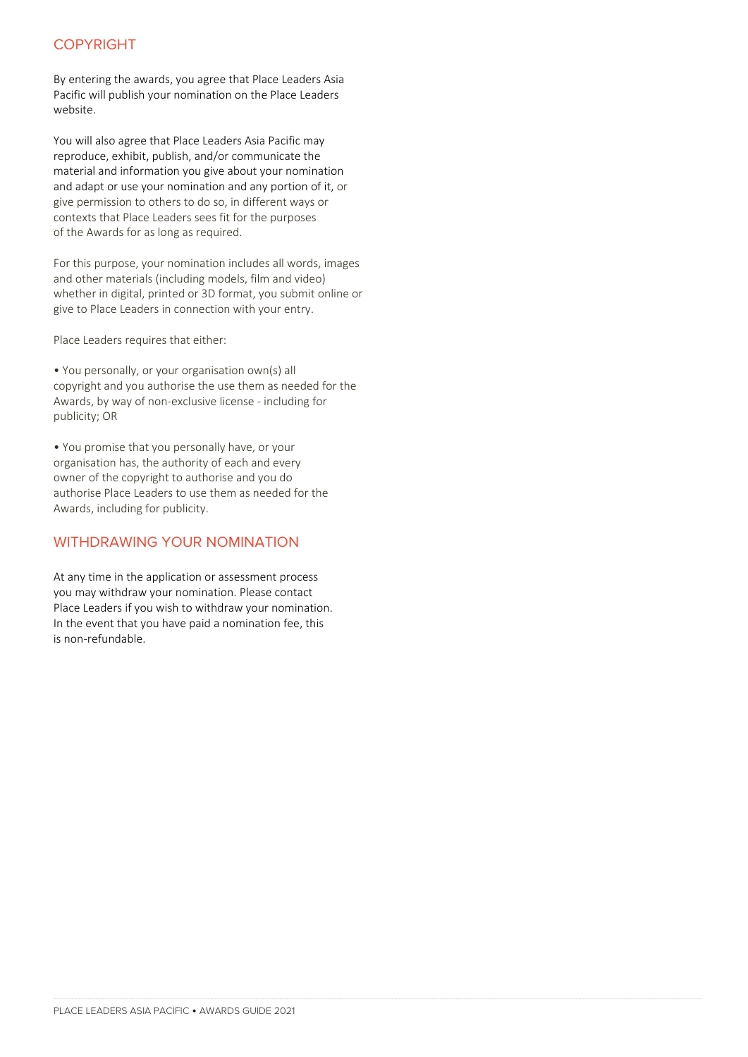## COPYRIGHT

By entering the awards, you agree that Place Leaders Asia Pacific will publish your nomination on the Place Leaders website.

You will also agree that Place Leaders Asia Pacific may reproduce, exhibit, publish, and/or communicate the material and information you give about your nomination and adapt or use your nomination and any portion of it, or give permission to others to do so, in different ways or contexts that Place Leaders sees fit for the purposes of the Awards for as long as required.

For this purpose, your nomination includes all words, images and other materials (including models, film and video) whether in digital, printed or 3D format, you submit online or give to Place Leaders in connection with your entry.

Place Leaders requires that either:

- You personally, or your organisation own(s) all copyright and you authorise the use them as needed for the Awards, by way of non-exclusive license - including for publicity; OR

- You promise that you personally have, or your organisation has, the authority of each and every owner of the copyright to authorise and you do authorise Place Leaders to use them as needed for the Awards, including for publicity.

## WITHDRAWING YOUR NOMINATION

At any time in the application or assessment process you may withdraw your nomination. Please contact Place Leaders if you wish to withdraw your nomination. In the event that you have paid a nomination fee, this is non-refundable.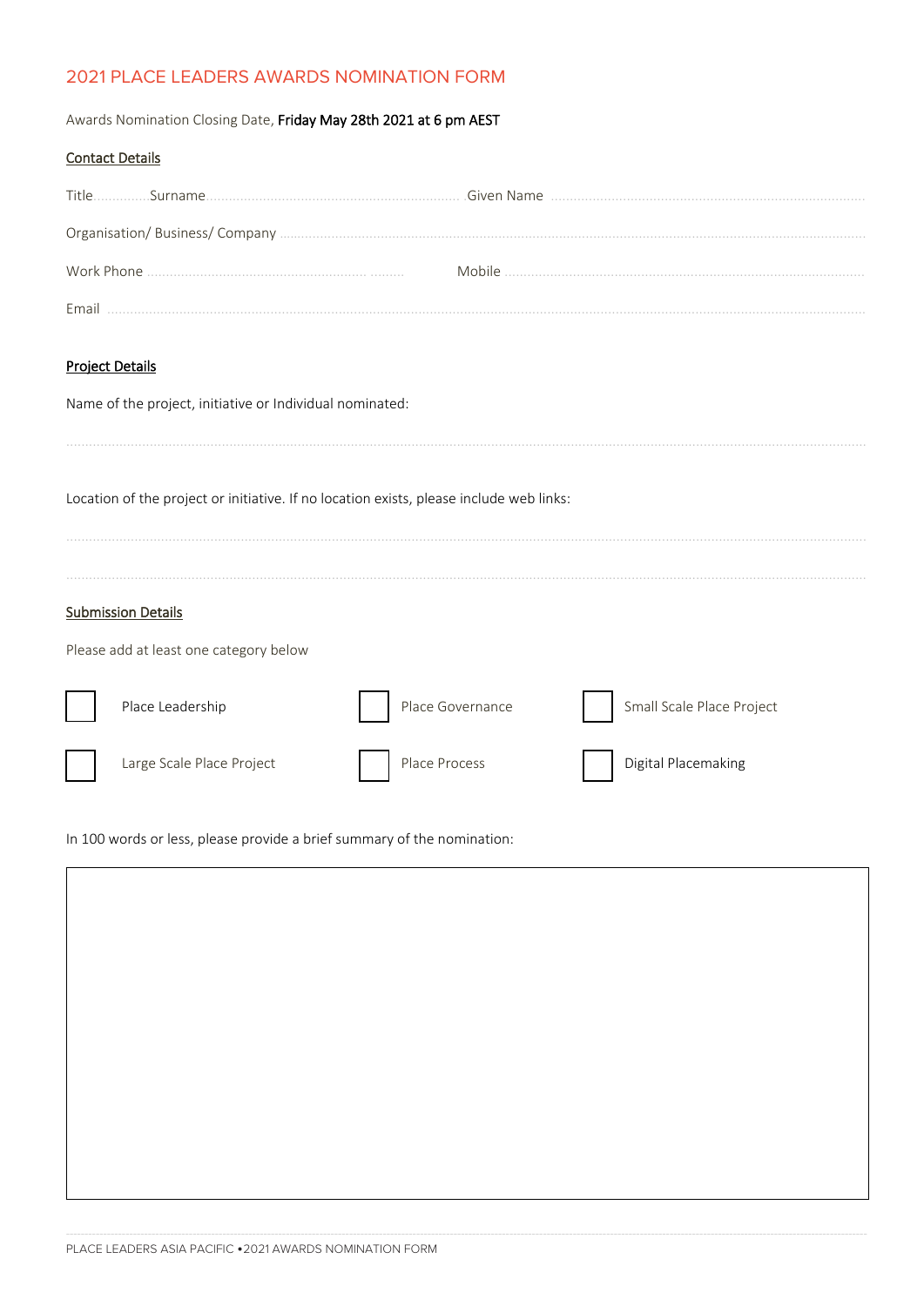# 2021 PLACE LEADERS AWARDS NOMINATION FORM

Awards Nomination Closing Date, **Friday May 28th 2021 at 6 pm AEST**

## Contact Details

Title............ Surname........................................................................ Given Name ..........................................................................

Organisation/ Business/ Company ..........................................................................................................................................

Work Phone .................................................................          Mobile ..........................................................................

Email ..........................................................................................................................................................................

## Project Details

Name of the project, initiative or Individual nominated:

..........................................................................................................................................................................

Location of the project or initiative. If no location exists, please include web links:

..........................................................................................................................................................................

..........................................................................................................................................................................

## Submission Details

Please add at least one category below

- ☐ Place Leadership
- ☐ Place Governance
- ☐ Small Scale Place Project
- ☐ Large Scale Place Project
- ☐ Place Process
- ☐ Digital Placemaking

In 100 words or less, please provide a brief summary of the nomination:

|   |
|---|
|   |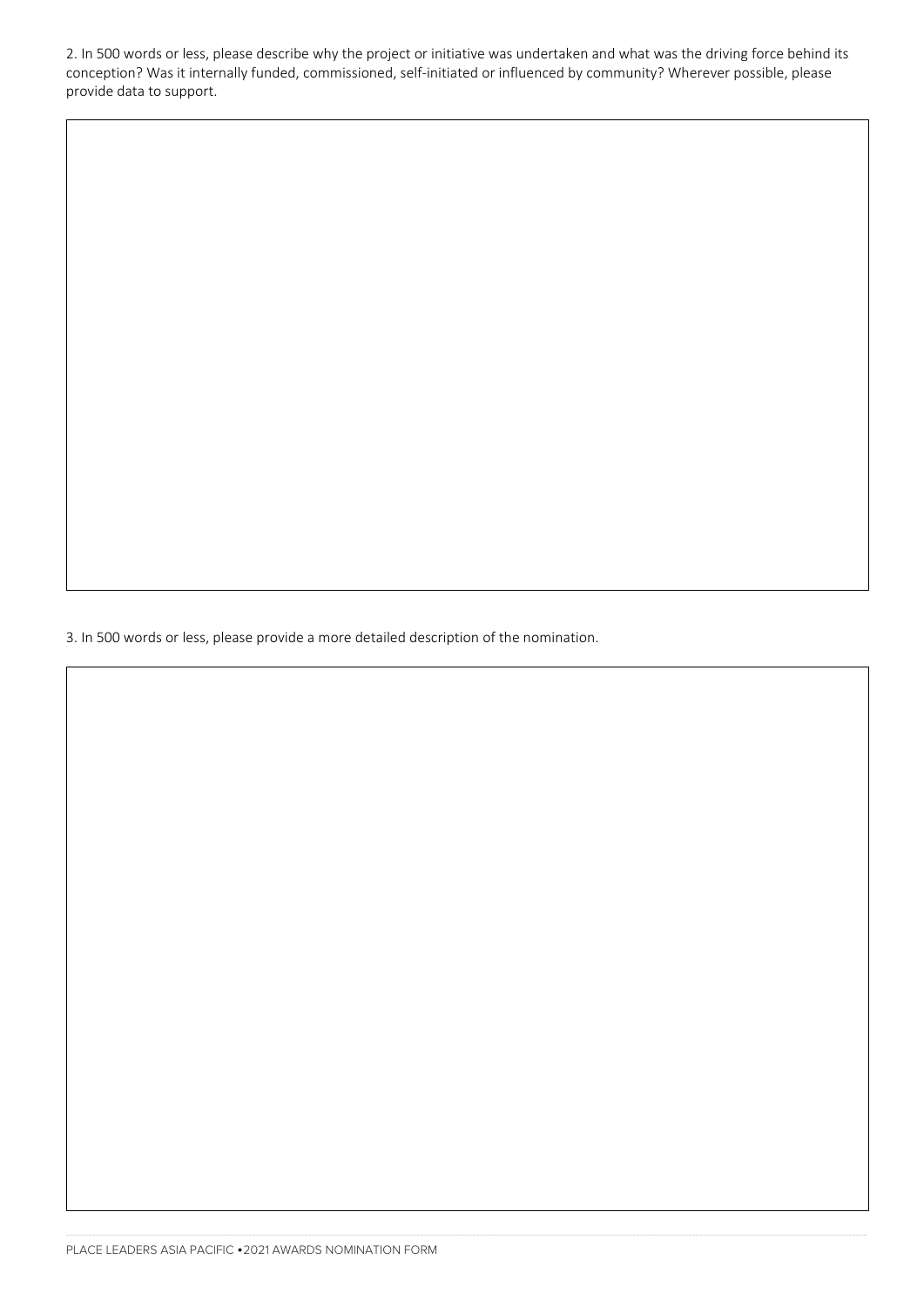2. In 500 words or less, please describe why the project or initiative was undertaken and what was the driving force behind its conception? Was it internally funded, commissioned, self-initiated or influenced by community? Wherever possible, please provide data to support.

3. In 500 words or less, please provide a more detailed description of the nomination.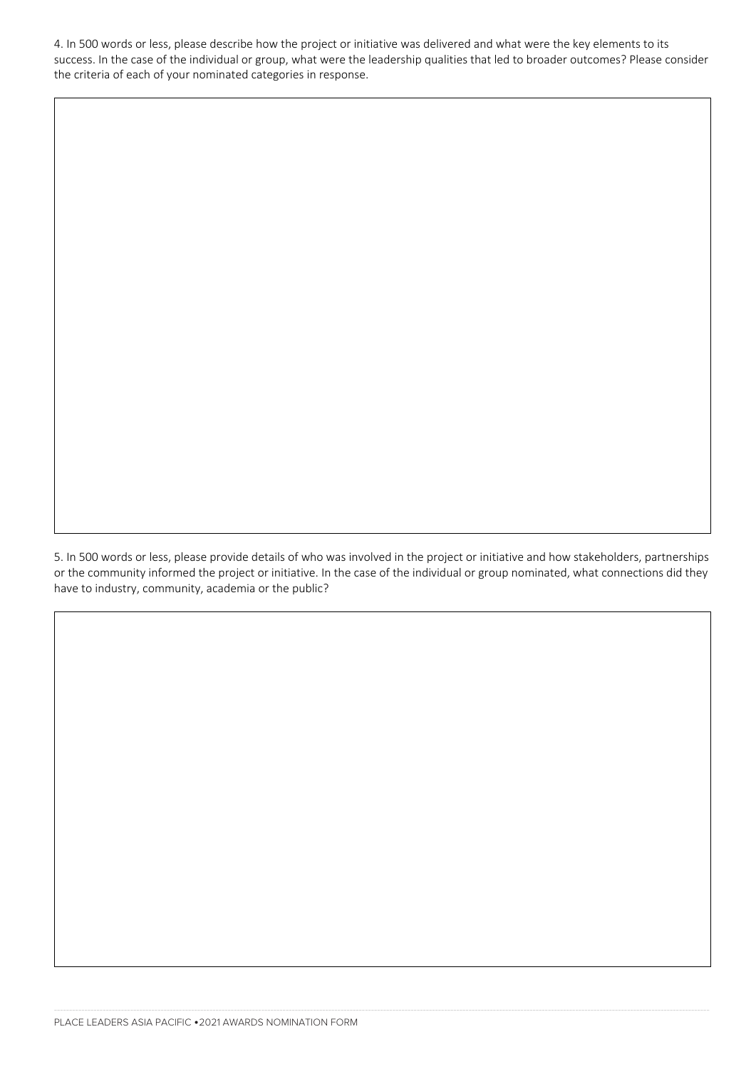4. In 500 words or less, please describe how the project or initiative was delivered and what were the key elements to its success. In the case of the individual or group, what were the leadership qualities that led to broader outcomes? Please consider the criteria of each of your nominated categories in response.

5. In 500 words or less, please provide details of who was involved in the project or initiative and how stakeholders, partnerships or the community informed the project or initiative. In the case of the individual or group nominated, what connections did they have to industry, community, academia or the public?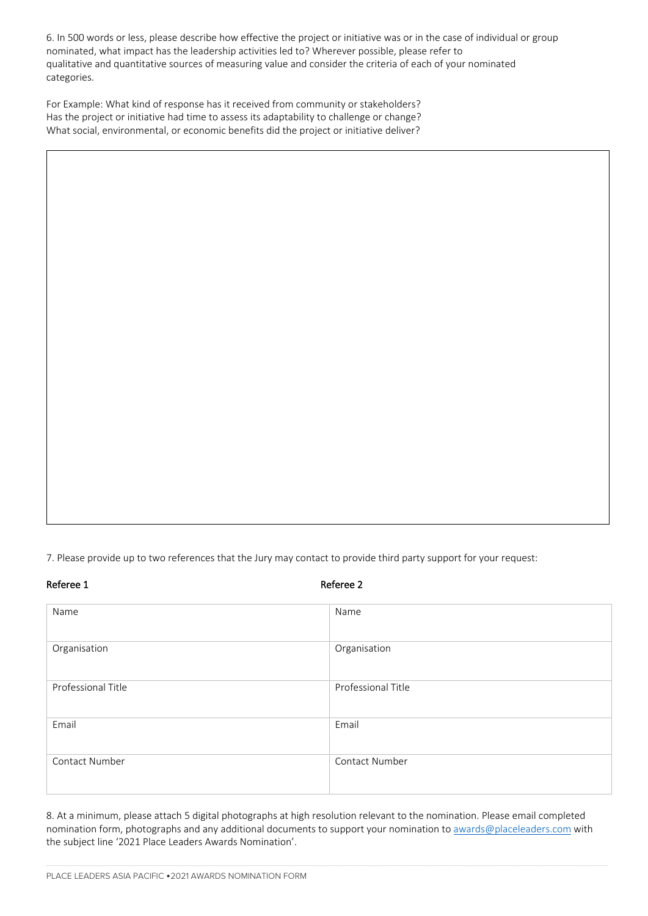6. In 500 words or less, please describe how effective the project or initiative was or in the case of individual or group nominated, what impact has the leadership activities led to? Wherever possible, please refer to qualitative and quantitative sources of measuring value and consider the criteria of each of your nominated categories.

For Example: What kind of response has it received from community or stakeholders?
Has the project or initiative had time to assess its adaptability to challenge or change?
What social, environmental, or economic benefits did the project or initiative deliver?

| |
|---|
| |

7. Please provide up to two references that the Jury may contact to provide third party support for your request:

| **Referee 1** | **Referee 2** |
|---|---|
| Name | Name |
| Organisation | Organisation |
| Professional Title | Professional Title |
| Email | Email |
| Contact Number | Contact Number |

8. At a minimum, please attach 5 digital photographs at high resolution relevant to the nomination. Please email completed nomination form, photographs and any additional documents to support your nomination to awards@placeleaders.com with the subject line '2021 Place Leaders Awards Nomination'.